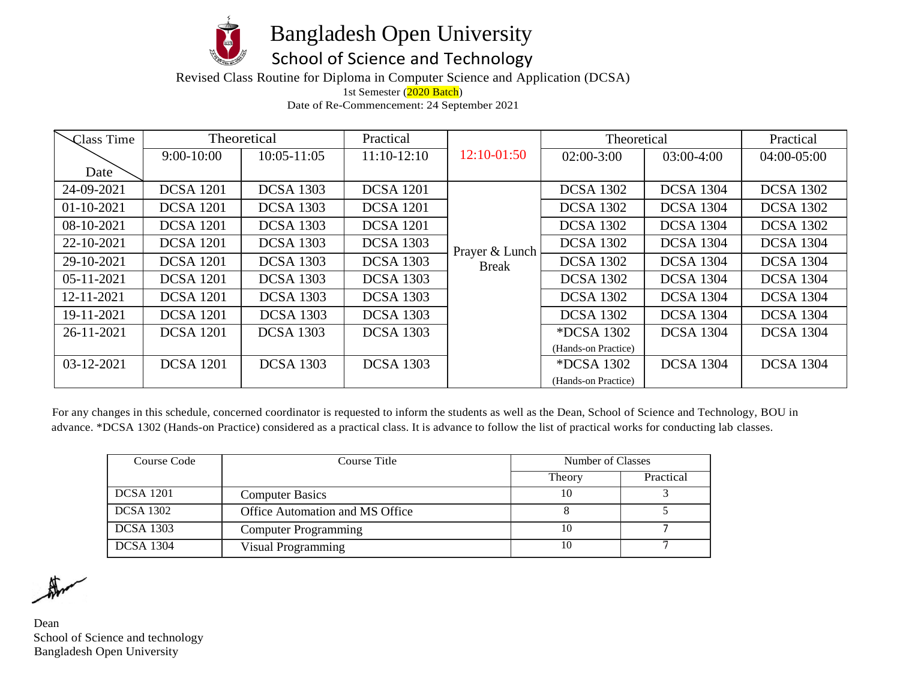# Bangladesh Open University

## School of Science and Technology

Revised Class Routine for Diploma in Computer Science and Application (DCSA)

1st Semester (2020 Batch)

Date of Re-Commencement: 24 September 2021

| Class Time / Date | Theoretical | | Practical | 12:10-01:50 | Theoretical | | Practical |
|---|---|---|---|---|---|---|---|
| | 9:00-10:00 | 10:05-11:05 | 11:10-12:10 | | 02:00-3:00 | 03:00-4:00 | 04:00-05:00 |
| 24-09-2021 | DCSA 1201 | DCSA 1303 | DCSA 1201 | Prayer & Lunch Break | DCSA 1302 | DCSA 1304 | DCSA 1302 |
| 01-10-2021 | DCSA 1201 | DCSA 1303 | DCSA 1201 | | DCSA 1302 | DCSA 1304 | DCSA 1302 |
| 08-10-2021 | DCSA 1201 | DCSA 1303 | DCSA 1201 | | DCSA 1302 | DCSA 1304 | DCSA 1302 |
| 22-10-2021 | DCSA 1201 | DCSA 1303 | DCSA 1303 | | DCSA 1302 | DCSA 1304 | DCSA 1304 |
| 29-10-2021 | DCSA 1201 | DCSA 1303 | DCSA 1303 | | DCSA 1302 | DCSA 1304 | DCSA 1304 |
| 05-11-2021 | DCSA 1201 | DCSA 1303 | DCSA 1303 | | DCSA 1302 | DCSA 1304 | DCSA 1304 |
| 12-11-2021 | DCSA 1201 | DCSA 1303 | DCSA 1303 | | DCSA 1302 | DCSA 1304 | DCSA 1304 |
| 19-11-2021 | DCSA 1201 | DCSA 1303 | DCSA 1303 | | DCSA 1302 | DCSA 1304 | DCSA 1304 |
| 26-11-2021 | DCSA 1201 | DCSA 1303 | DCSA 1303 | | *DCSA 1302 (Hands-on Practice) | DCSA 1304 | DCSA 1304 |
| 03-12-2021 | DCSA 1201 | DCSA 1303 | DCSA 1303 | | *DCSA 1302 (Hands-on Practice) | DCSA 1304 | DCSA 1304 |

For any changes in this schedule, concerned coordinator is requested to inform the students as well as the Dean, School of Science and Technology, BOU in advance. *DCSA 1302 (Hands-on Practice) considered as a practical class. It is advance to follow the list of practical works for conducting lab classes.

| Course Code | Course Title | Number of Classes | |
|---|---|---|---|
| | | Theory | Practical |
| DCSA 1201 | Computer Basics | 10 | 3 |
| DCSA 1302 | Office Automation and MS Office | 8 | 5 |
| DCSA 1303 | Computer Programming | 10 | 7 |
| DCSA 1304 | Visual Programming | 10 | 7 |

Dean
School of Science and technology
Bangladesh Open University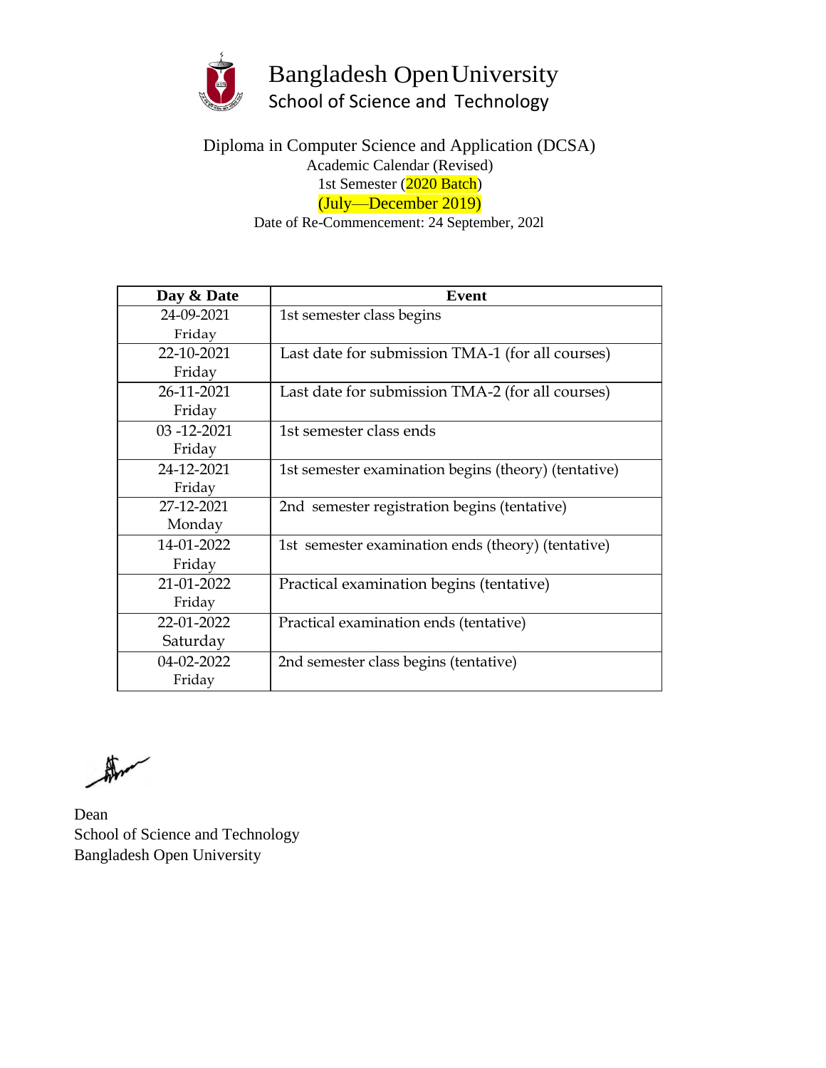# Bangladesh Open University

## School of Science and Technology

### Diploma in Computer Science and Application (DCSA)

Academic Calendar (Revised)

1st Semester (2020 Batch)

(July—December 2019)

Date of Re-Commencement: 24 September, 202l

| Day & Date | Event |
|---|---|
| 24-09-2021 Friday | 1st semester class begins |
| 22-10-2021 Friday | Last date for submission TMA-1 (for all courses) |
| 26-11-2021 Friday | Last date for submission TMA-2 (for all courses) |
| 03 -12-2021 Friday | 1st semester class ends |
| 24-12-2021 Friday | 1st semester examination begins (theory) (tentative) |
| 27-12-2021 Monday | 2nd semester registration begins (tentative) |
| 14-01-2022 Friday | 1st semester examination ends (theory) (tentative) |
| 21-01-2022 Friday | Practical examination begins (tentative) |
| 22-01-2022 Saturday | Practical examination ends (tentative) |
| 04-02-2022 Friday | 2nd semester class begins (tentative) |

Dean
School of Science and Technology
Bangladesh Open University